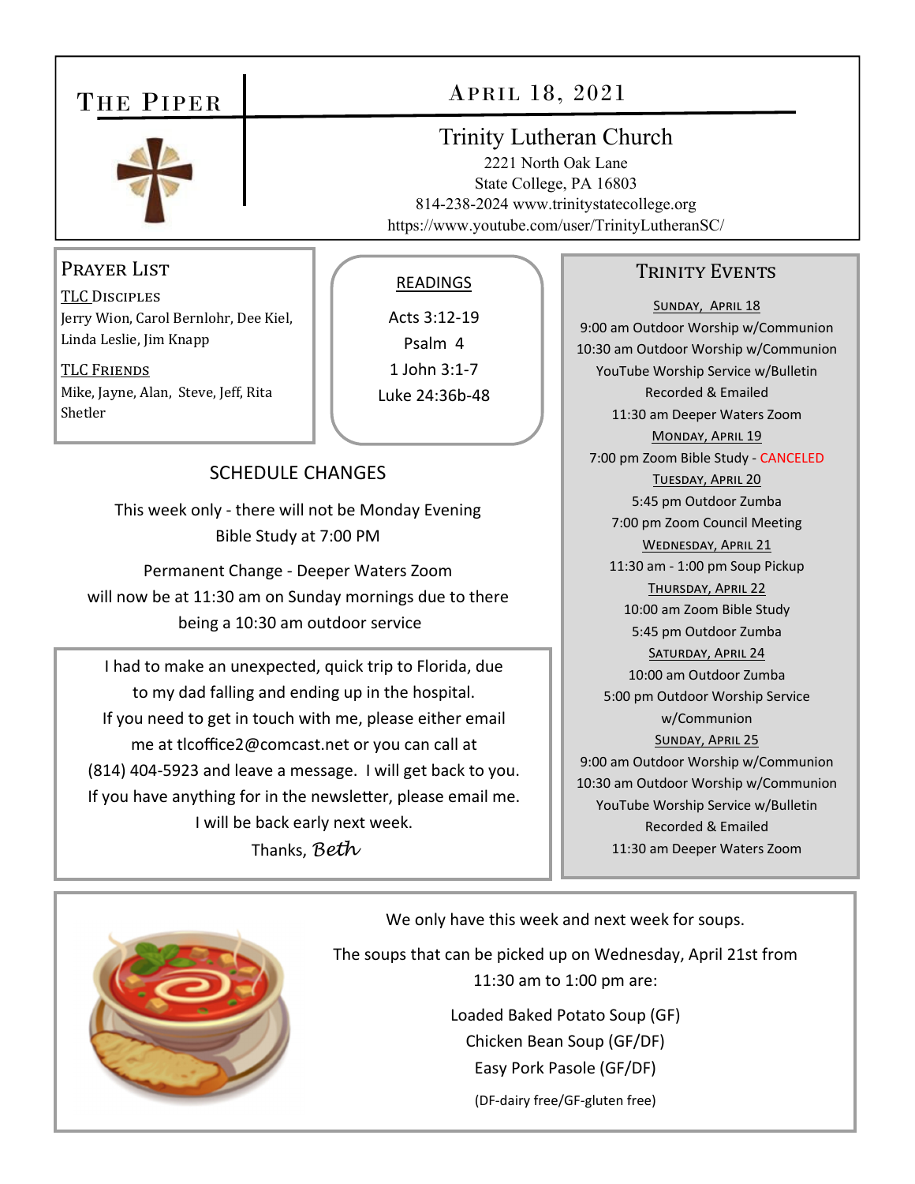# The Piper

## April 18, 2021

### Trinity Lutheran Church

2221 North Oak Lane
State College, PA 16803
814-238-2024 www.trinitystatecollege.org
https://www.youtube.com/user/TrinityLutheranSC/

## Prayer List

TLC Disciples
Jerry Wion, Carol Bernlohr, Dee Kiel, Linda Leslie, Jim Knapp

TLC Friends
Mike, Jayne, Alan, Steve, Jeff, Rita Shetler

## Readings

Acts 3:12-19
Psalm 4
1 John 3:1-7
Luke 24:36b-48

## Schedule Changes

This week only - there will not be Monday Evening Bible Study at 7:00 PM

Permanent Change - Deeper Waters Zoom will now be at 11:30 am on Sunday mornings due to there being a 10:30 am outdoor service

I had to make an unexpected, quick trip to Florida, due to my dad falling and ending up in the hospital. If you need to get in touch with me, please either email me at tlcoffice2@comcast.net or you can call at (814) 404-5923 and leave a message. I will get back to you. If you have anything for in the newsletter, please email me. I will be back early next week.

Thanks, *Beth*

## Trinity Events

**Sunday, April 18**
9:00 am Outdoor Worship w/Communion
10:30 am Outdoor Worship w/Communion
YouTube Worship Service w/Bulletin Recorded & Emailed
11:30 am Deeper Waters Zoom

**Monday, April 19**
7:00 pm Zoom Bible Study - CANCELED

**Tuesday, April 20**
5:45 pm Outdoor Zumba
7:00 pm Zoom Council Meeting

**Wednesday, April 21**
11:30 am - 1:00 pm Soup Pickup

**Thursday, April 22**
10:00 am Zoom Bible Study
5:45 pm Outdoor Zumba

**Saturday, April 24**
10:00 am Outdoor Zumba
5:00 pm Outdoor Worship Service w/Communion

**Sunday, April 25**
9:00 am Outdoor Worship w/Communion
10:30 am Outdoor Worship w/Communion
YouTube Worship Service w/Bulletin Recorded & Emailed
11:30 am Deeper Waters Zoom

---

We only have this week and next week for soups.

The soups that can be picked up on Wednesday, April 21st from 11:30 am to 1:00 pm are:

Loaded Baked Potato Soup (GF)
Chicken Bean Soup (GF/DF)
Easy Pork Pasole (GF/DF)

(DF-dairy free/GF-gluten free)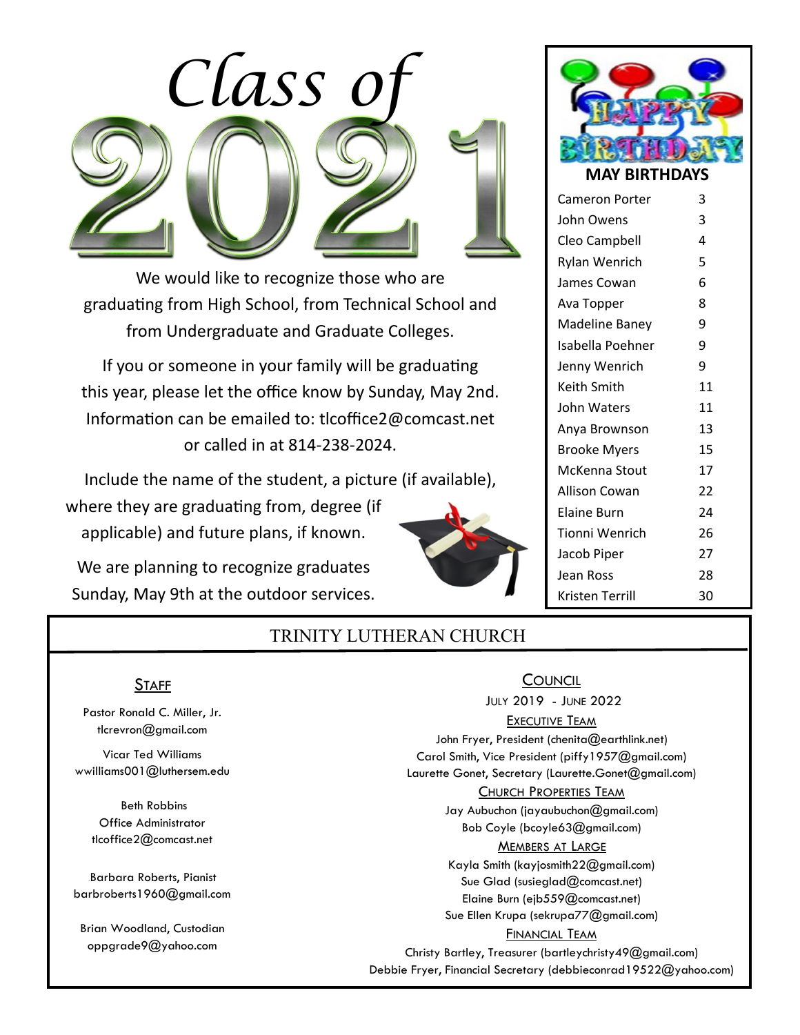# Class of 2021

We would like to recognize those who are graduating from High School, from Technical School and from Undergraduate and Graduate Colleges.

If you or someone in your family will be graduating this year, please let the office know by Sunday, May 2nd. Information can be emailed to: tlcoffice2@comcast.net or called in at 814-238-2024.

Include the name of the student, a picture (if available), where they are graduating from, degree (if applicable) and future plans, if known.

We are planning to recognize graduates Sunday, May 9th at the outdoor services.

## HAPPY BIRTHDAY

### MAY BIRTHDAYS

| Name | Day |
|---|---|
| Cameron Porter | 3 |
| John Owens | 3 |
| Cleo Campbell | 4 |
| Rylan Wenrich | 5 |
| James Cowan | 6 |
| Ava Topper | 8 |
| Madeline Baney | 9 |
| Isabella Poehner | 9 |
| Jenny Wenrich | 9 |
| Keith Smith | 11 |
| John Waters | 11 |
| Anya Brownson | 13 |
| Brooke Myers | 15 |
| McKenna Stout | 17 |
| Allison Cowan | 22 |
| Elaine Burn | 24 |
| Tionni Wenrich | 26 |
| Jacob Piper | 27 |
| Jean Ross | 28 |
| Kristen Terrill | 30 |

## TRINITY LUTHERAN CHURCH

### Staff

Pastor Ronald C. Miller, Jr.
tlcrevron@gmail.com

Vicar Ted Williams
wwilliams001@luthersem.edu

Beth Robbins
Office Administrator
tlcoffice2@comcast.net

Barbara Roberts, Pianist
barbroberts1960@gmail.com

Brian Woodland, Custodian
oppgrade9@yahoo.com

### Council

July 2019 - June 2022

**Executive Team**

John Fryer, President (chenita@earthlink.net)
Carol Smith, Vice President (piffy1957@gmail.com)
Laurette Gonet, Secretary (Laurette.Gonet@gmail.com)

**Church Properties Team**

Jay Aubuchon (jayaubuchon@gmail.com)
Bob Coyle (bcoyle63@gmail.com)

**Members at Large**

Kayla Smith (kayjosmith22@gmail.com)
Sue Glad (susieglad@comcast.net)
Elaine Burn (ejb559@comcast.net)
Sue Ellen Krupa (sekrupa77@gmail.com)

**Financial Team**

Christy Bartley, Treasurer (bartleychristy49@gmail.com)
Debbie Fryer, Financial Secretary (debbieconrad19522@yahoo.com)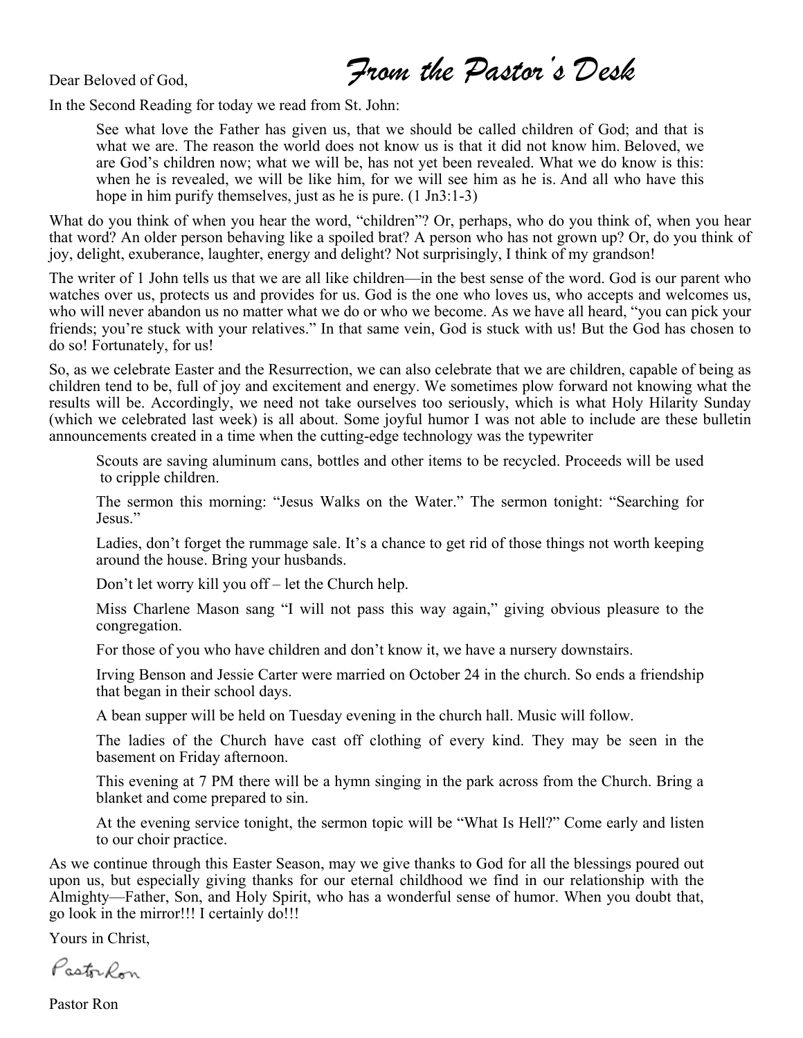# *From the Pastor's Desk*

Dear Beloved of God,

In the Second Reading for today we read from St. John:

> See what love the Father has given us, that we should be called children of God; and that is what we are. The reason the world does not know us is that it did not know him. Beloved, we are God's children now; what we will be, has not yet been revealed. What we do know is this: when he is revealed, we will be like him, for we will see him as he is. And all who have this hope in him purify themselves, just as he is pure. (1 Jn3:1-3)

What do you think of when you hear the word, "children"? Or, perhaps, who do you think of, when you hear that word? An older person behaving like a spoiled brat? A person who has not grown up? Or, do you think of joy, delight, exuberance, laughter, energy and delight? Not surprisingly, I think of my grandson!

The writer of 1 John tells us that we are all like children—in the best sense of the word. God is our parent who watches over us, protects us and provides for us. God is the one who loves us, who accepts and welcomes us, who will never abandon us no matter what we do or who we become. As we have all heard, "you can pick your friends; you're stuck with your relatives." In that same vein, God is stuck with us! But the God has chosen to do so! Fortunately, for us!

So, as we celebrate Easter and the Resurrection, we can also celebrate that we are children, capable of being as children tend to be, full of joy and excitement and energy. We sometimes plow forward not knowing what the results will be. Accordingly, we need not take ourselves too seriously, which is what Holy Hilarity Sunday (which we celebrated last week) is all about. Some joyful humor I was not able to include are these bulletin announcements created in a time when the cutting-edge technology was the typewriter

> Scouts are saving aluminum cans, bottles and other items to be recycled. Proceeds will be used to cripple children.
>
> The sermon this morning: "Jesus Walks on the Water." The sermon tonight: "Searching for Jesus."
>
> Ladies, don't forget the rummage sale. It's a chance to get rid of those things not worth keeping around the house. Bring your husbands.
>
> Don't let worry kill you off – let the Church help.
>
> Miss Charlene Mason sang "I will not pass this way again," giving obvious pleasure to the congregation.
>
> For those of you who have children and don't know it, we have a nursery downstairs.
>
> Irving Benson and Jessie Carter were married on October 24 in the church. So ends a friendship that began in their school days.
>
> A bean supper will be held on Tuesday evening in the church hall. Music will follow.
>
> The ladies of the Church have cast off clothing of every kind. They may be seen in the basement on Friday afternoon.
>
> This evening at 7 PM there will be a hymn singing in the park across from the Church. Bring a blanket and come prepared to sin.
>
> At the evening service tonight, the sermon topic will be "What Is Hell?" Come early and listen to our choir practice.

As we continue through this Easter Season, may we give thanks to God for all the blessings poured out upon us, but especially giving thanks for our eternal childhood we find in our relationship with the Almighty—Father, Son, and Holy Spirit, who has a wonderful sense of humor. When you doubt that, go look in the mirror!!! I certainly do!!!

Yours in Christ,

Pastor Ron

Pastor Ron